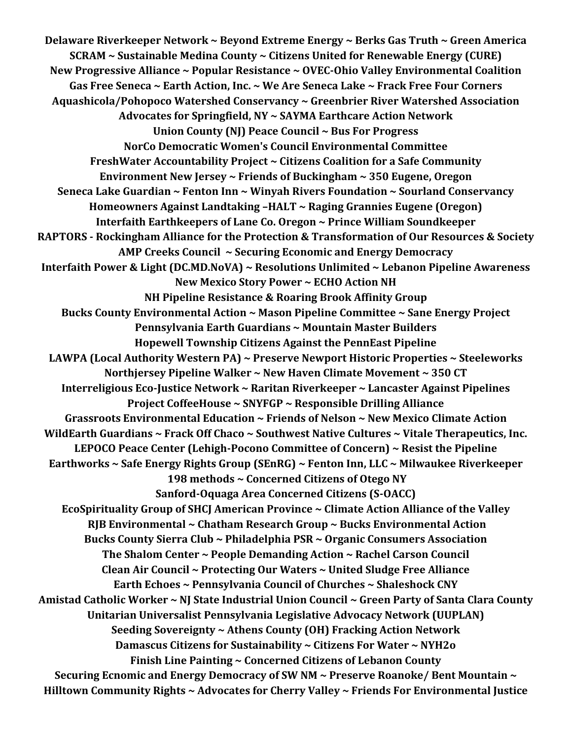**Delaware Riverkeeper Network ~ Beyond Extreme Energy ~ Berks Gas Truth ~ Green America**
**SCRAM ~ Sustainable Medina County ~ Citizens United for Renewable Energy (CURE)**
**New Progressive Alliance ~ Popular Resistance ~ OVEC-Ohio Valley Environmental Coalition**
**Gas Free Seneca ~ Earth Action, Inc. ~ We Are Seneca Lake ~ Frack Free Four Corners**
**Aquashicola/Pohopoco Watershed Conservancy ~ Greenbrier River Watershed Association**
**Advocates for Springfield, NY ~ SAYMA Earthcare Action Network**
**Union County (NJ) Peace Council ~ Bus For Progress**
**NorCo Democratic Women's Council Environmental Committee**
**FreshWater Accountability Project ~ Citizens Coalition for a Safe Community**
**Environment New Jersey ~ Friends of Buckingham ~ 350 Eugene, Oregon**
**Seneca Lake Guardian ~ Fenton Inn ~ Winyah Rivers Foundation ~ Sourland Conservancy**
**Homeowners Against Landtaking –HALT ~ Raging Grannies Eugene (Oregon)**
**Interfaith Earthkeepers of Lane Co. Oregon ~ Prince William Soundkeeper**
**RAPTORS - Rockingham Alliance for the Protection & Transformation of Our Resources & Society**
**AMP Creeks Council ~ Securing Economic and Energy Democracy**
**Interfaith Power & Light (DC.MD.NoVA) ~ Resolutions Unlimited ~ Lebanon Pipeline Awareness**
**New Mexico Story Power ~ ECHO Action NH**
**NH Pipeline Resistance & Roaring Brook Affinity Group**
**Bucks County Environmental Action ~ Mason Pipeline Committee ~ Sane Energy Project**
**Pennsylvania Earth Guardians ~ Mountain Master Builders**
**Hopewell Township Citizens Against the PennEast Pipeline**
**LAWPA (Local Authority Western PA) ~ Preserve Newport Historic Properties ~ Steeleworks**
**Northjersey Pipeline Walker ~ New Haven Climate Movement ~ 350 CT**
**Interreligious Eco-Justice Network ~ Raritan Riverkeeper ~ Lancaster Against Pipelines**
**Project CoffeeHouse ~ SNYFGP ~ Responsible Drilling Alliance**
**Grassroots Environmental Education ~ Friends of Nelson ~ New Mexico Climate Action**
**WildEarth Guardians ~ Frack Off Chaco ~ Southwest Native Cultures ~ Vitale Therapeutics, Inc.**
**LEPOCO Peace Center (Lehigh-Pocono Committee of Concern) ~ Resist the Pipeline**
**Earthworks ~ Safe Energy Rights Group (SEnRG) ~ Fenton Inn, LLC ~ Milwaukee Riverkeeper**
**198 methods ~ Concerned Citizens of Otego NY**
**Sanford-Oquaga Area Concerned Citizens (S-OACC)**
**EcoSpirituality Group of SHCJ American Province ~ Climate Action Alliance of the Valley**
**RJB Environmental ~ Chatham Research Group ~ Bucks Environmental Action**
**Bucks County Sierra Club ~ Philadelphia PSR ~ Organic Consumers Association**
**The Shalom Center ~ People Demanding Action ~ Rachel Carson Council**
**Clean Air Council ~ Protecting Our Waters ~ United Sludge Free Alliance**
**Earth Echoes ~ Pennsylvania Council of Churches ~ Shaleshock CNY**
**Amistad Catholic Worker ~ NJ State Industrial Union Council ~ Green Party of Santa Clara County**
**Unitarian Universalist Pennsylvania Legislative Advocacy Network (UUPLAN)**
**Seeding Sovereignty ~ Athens County (OH) Fracking Action Network**
**Damascus Citizens for Sustainability ~ Citizens For Water ~ NYH2o**
**Finish Line Painting ~ Concerned Citizens of Lebanon County**
**Securing Ecnomic and Energy Democracy of SW NM ~ Preserve Roanoke/ Bent Mountain ~**
**Hilltown Community Rights ~ Advocates for Cherry Valley ~ Friends For Environmental Justice**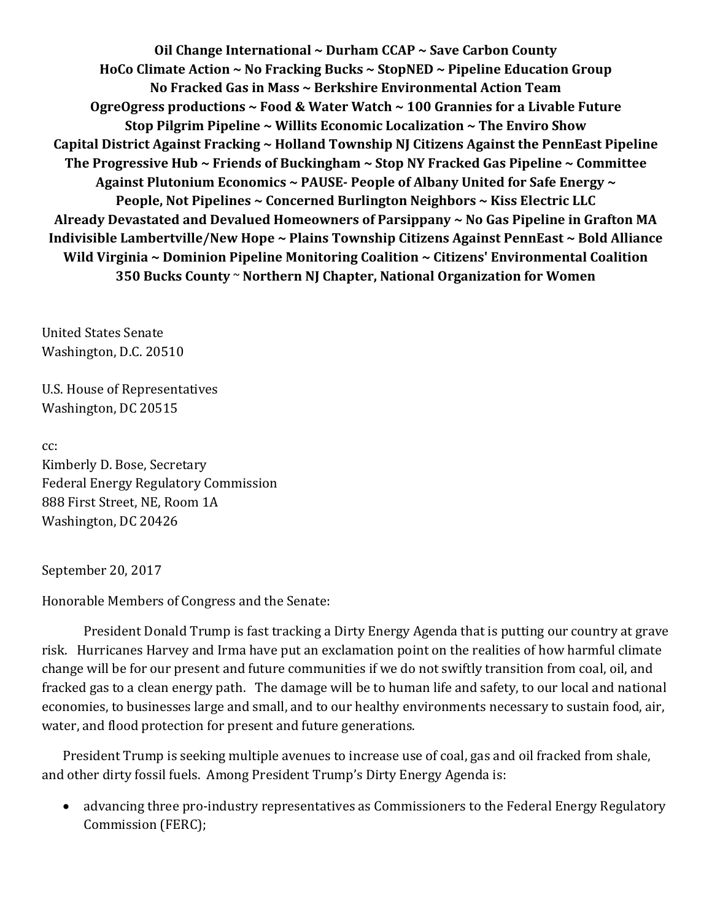**Oil Change International ~ Durham CCAP ~ Save Carbon County**
**HoCo Climate Action ~ No Fracking Bucks ~ StopNED ~ Pipeline Education Group**
**No Fracked Gas in Mass ~ Berkshire Environmental Action Team**
**OgreOgress productions ~ Food & Water Watch ~ 100 Grannies for a Livable Future**
**Stop Pilgrim Pipeline ~ Willits Economic Localization ~ The Enviro Show**
**Capital District Against Fracking ~ Holland Township NJ Citizens Against the PennEast Pipeline**
**The Progressive Hub ~ Friends of Buckingham ~ Stop NY Fracked Gas Pipeline ~ Committee Against Plutonium Economics ~ PAUSE- People of Albany United for Safe Energy ~**
**People, Not Pipelines ~ Concerned Burlington Neighbors ~ Kiss Electric LLC**
**Already Devastated and Devalued Homeowners of Parsippany ~ No Gas Pipeline in Grafton MA**
**Indivisible Lambertville/New Hope ~ Plains Township Citizens Against PennEast ~ Bold Alliance**
**Wild Virginia ~ Dominion Pipeline Monitoring Coalition ~ Citizens' Environmental Coalition**
**350 Bucks County ~ Northern NJ Chapter, National Organization for Women**

United States Senate
Washington, D.C. 20510

U.S. House of Representatives
Washington, DC 20515

cc:
Kimberly D. Bose, Secretary
Federal Energy Regulatory Commission
888 First Street, NE, Room 1A
Washington, DC 20426

September 20, 2017

Honorable Members of Congress and the Senate:

President Donald Trump is fast tracking a Dirty Energy Agenda that is putting our country at grave risk. Hurricanes Harvey and Irma have put an exclamation point on the realities of how harmful climate change will be for our present and future communities if we do not swiftly transition from coal, oil, and fracked gas to a clean energy path. The damage will be to human life and safety, to our local and national economies, to businesses large and small, and to our healthy environments necessary to sustain food, air, water, and flood protection for present and future generations.

President Trump is seeking multiple avenues to increase use of coal, gas and oil fracked from shale, and other dirty fossil fuels. Among President Trump's Dirty Energy Agenda is:

- advancing three pro-industry representatives as Commissioners to the Federal Energy Regulatory Commission (FERC);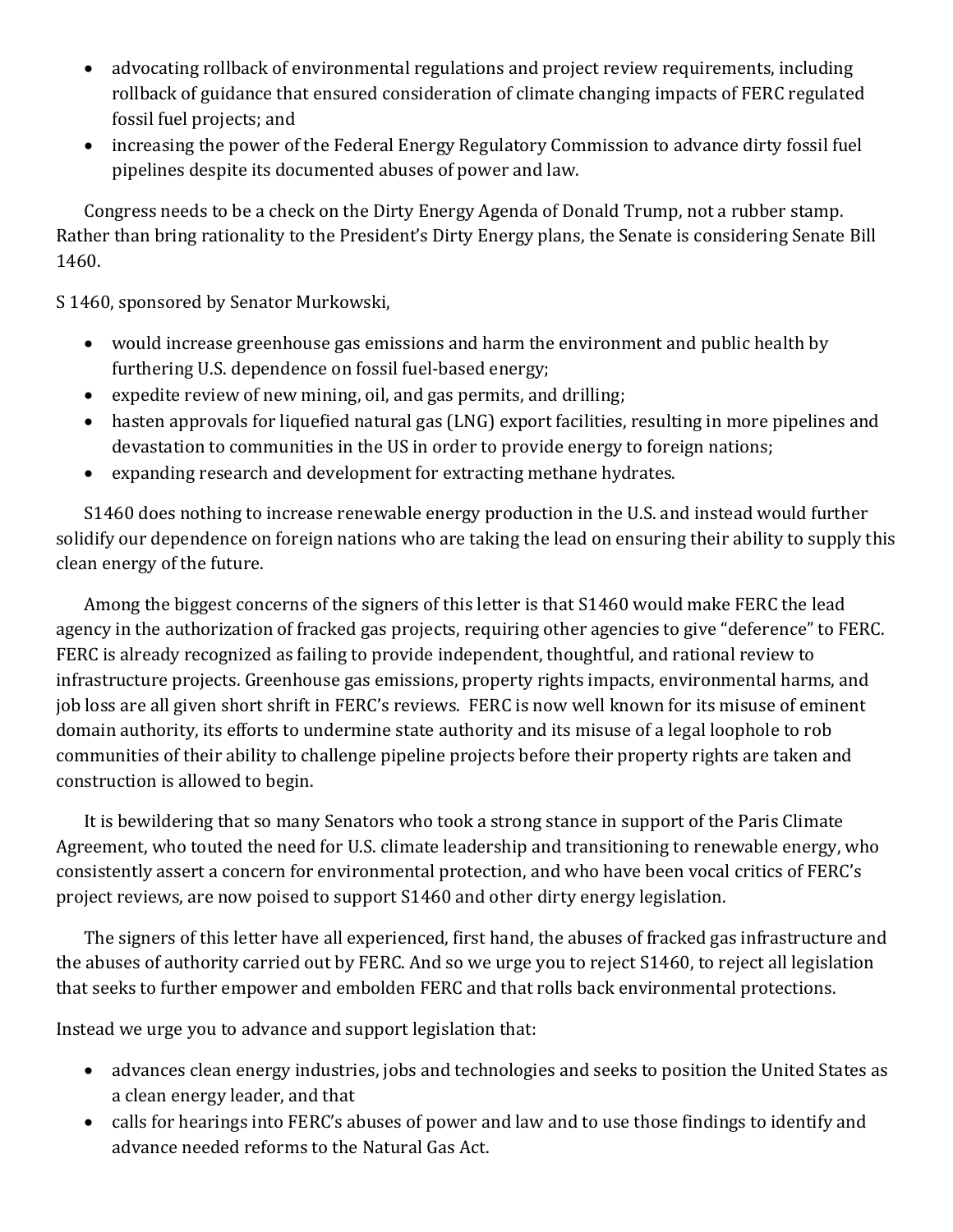- advocating rollback of environmental regulations and project review requirements, including rollback of guidance that ensured consideration of climate changing impacts of FERC regulated fossil fuel projects; and
- increasing the power of the Federal Energy Regulatory Commission to advance dirty fossil fuel pipelines despite its documented abuses of power and law.

Congress needs to be a check on the Dirty Energy Agenda of Donald Trump, not a rubber stamp. Rather than bring rationality to the President's Dirty Energy plans, the Senate is considering Senate Bill 1460.

S 1460, sponsored by Senator Murkowski,

- would increase greenhouse gas emissions and harm the environment and public health by furthering U.S. dependence on fossil fuel-based energy;
- expedite review of new mining, oil, and gas permits, and drilling;
- hasten approvals for liquefied natural gas (LNG) export facilities, resulting in more pipelines and devastation to communities in the US in order to provide energy to foreign nations;
- expanding research and development for extracting methane hydrates.

S1460 does nothing to increase renewable energy production in the U.S. and instead would further solidify our dependence on foreign nations who are taking the lead on ensuring their ability to supply this clean energy of the future.

Among the biggest concerns of the signers of this letter is that S1460 would make FERC the lead agency in the authorization of fracked gas projects, requiring other agencies to give "deference" to FERC. FERC is already recognized as failing to provide independent, thoughtful, and rational review to infrastructure projects. Greenhouse gas emissions, property rights impacts, environmental harms, and job loss are all given short shrift in FERC's reviews. FERC is now well known for its misuse of eminent domain authority, its efforts to undermine state authority and its misuse of a legal loophole to rob communities of their ability to challenge pipeline projects before their property rights are taken and construction is allowed to begin.

It is bewildering that so many Senators who took a strong stance in support of the Paris Climate Agreement, who touted the need for U.S. climate leadership and transitioning to renewable energy, who consistently assert a concern for environmental protection, and who have been vocal critics of FERC's project reviews, are now poised to support S1460 and other dirty energy legislation.

The signers of this letter have all experienced, first hand, the abuses of fracked gas infrastructure and the abuses of authority carried out by FERC. And so we urge you to reject S1460, to reject all legislation that seeks to further empower and embolden FERC and that rolls back environmental protections.

Instead we urge you to advance and support legislation that:

- advances clean energy industries, jobs and technologies and seeks to position the United States as a clean energy leader, and that
- calls for hearings into FERC's abuses of power and law and to use those findings to identify and advance needed reforms to the Natural Gas Act.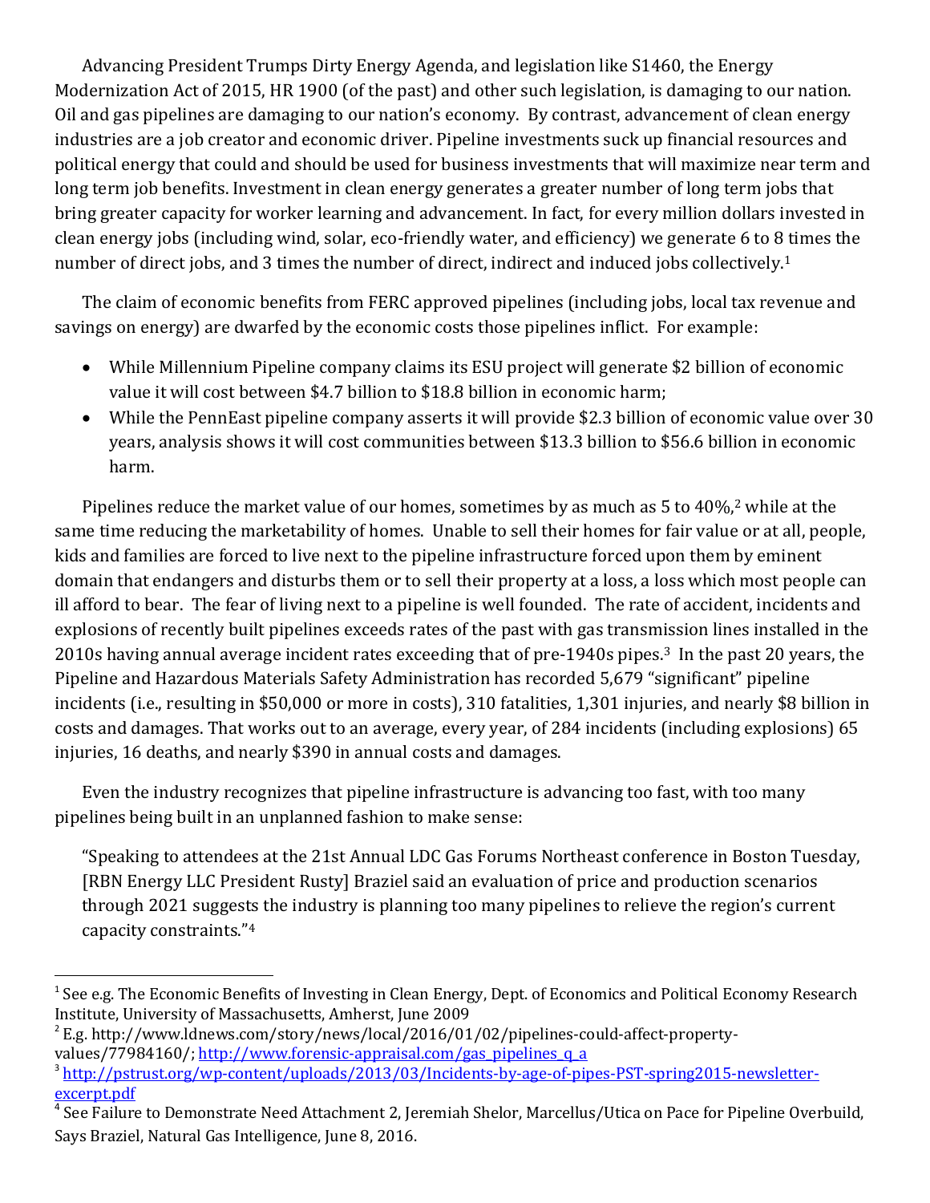Advancing President Trumps Dirty Energy Agenda, and legislation like S1460, the Energy Modernization Act of 2015, HR 1900 (of the past) and other such legislation, is damaging to our nation. Oil and gas pipelines are damaging to our nation's economy. By contrast, advancement of clean energy industries are a job creator and economic driver. Pipeline investments suck up financial resources and political energy that could and should be used for business investments that will maximize near term and long term job benefits. Investment in clean energy generates a greater number of long term jobs that bring greater capacity for worker learning and advancement. In fact, for every million dollars invested in clean energy jobs (including wind, solar, eco-friendly water, and efficiency) we generate 6 to 8 times the number of direct jobs, and 3 times the number of direct, indirect and induced jobs collectively.[1]

The claim of economic benefits from FERC approved pipelines (including jobs, local tax revenue and savings on energy) are dwarfed by the economic costs those pipelines inflict. For example:

- While Millennium Pipeline company claims its ESU project will generate $2 billion of economic value it will cost between $4.7 billion to $18.8 billion in economic harm;
- While the PennEast pipeline company asserts it will provide $2.3 billion of economic value over 30 years, analysis shows it will cost communities between $13.3 billion to $56.6 billion in economic harm.

Pipelines reduce the market value of our homes, sometimes by as much as 5 to 40%,[2] while at the same time reducing the marketability of homes. Unable to sell their homes for fair value or at all, people, kids and families are forced to live next to the pipeline infrastructure forced upon them by eminent domain that endangers and disturbs them or to sell their property at a loss, a loss which most people can ill afford to bear. The fear of living next to a pipeline is well founded. The rate of accident, incidents and explosions of recently built pipelines exceeds rates of the past with gas transmission lines installed in the 2010s having annual average incident rates exceeding that of pre-1940s pipes.[3] In the past 20 years, the Pipeline and Hazardous Materials Safety Administration has recorded 5,679 "significant" pipeline incidents (i.e., resulting in $50,000 or more in costs), 310 fatalities, 1,301 injuries, and nearly $8 billion in costs and damages. That works out to an average, every year, of 284 incidents (including explosions) 65 injuries, 16 deaths, and nearly $390 in annual costs and damages.

Even the industry recognizes that pipeline infrastructure is advancing too fast, with too many pipelines being built in an unplanned fashion to make sense:

> "Speaking to attendees at the 21st Annual LDC Gas Forums Northeast conference in Boston Tuesday, [RBN Energy LLC President Rusty] Braziel said an evaluation of price and production scenarios through 2021 suggests the industry is planning too many pipelines to relieve the region's current capacity constraints."[4]

---

[1] See e.g. The Economic Benefits of Investing in Clean Energy, Dept. of Economics and Political Economy Research Institute, University of Massachusetts, Amherst, June 2009

[2] E.g. http://www.ldnews.com/story/news/local/2016/01/02/pipelines-could-affect-property-values/77984160/; http://www.forensic-appraisal.com/gas_pipelines_q_a

[3] http://pstrust.org/wp-content/uploads/2013/03/Incidents-by-age-of-pipes-PST-spring2015-newsletter-excerpt.pdf

[4] See Failure to Demonstrate Need Attachment 2, Jeremiah Shelor, Marcellus/Utica on Pace for Pipeline Overbuild, Says Braziel, Natural Gas Intelligence, June 8, 2016.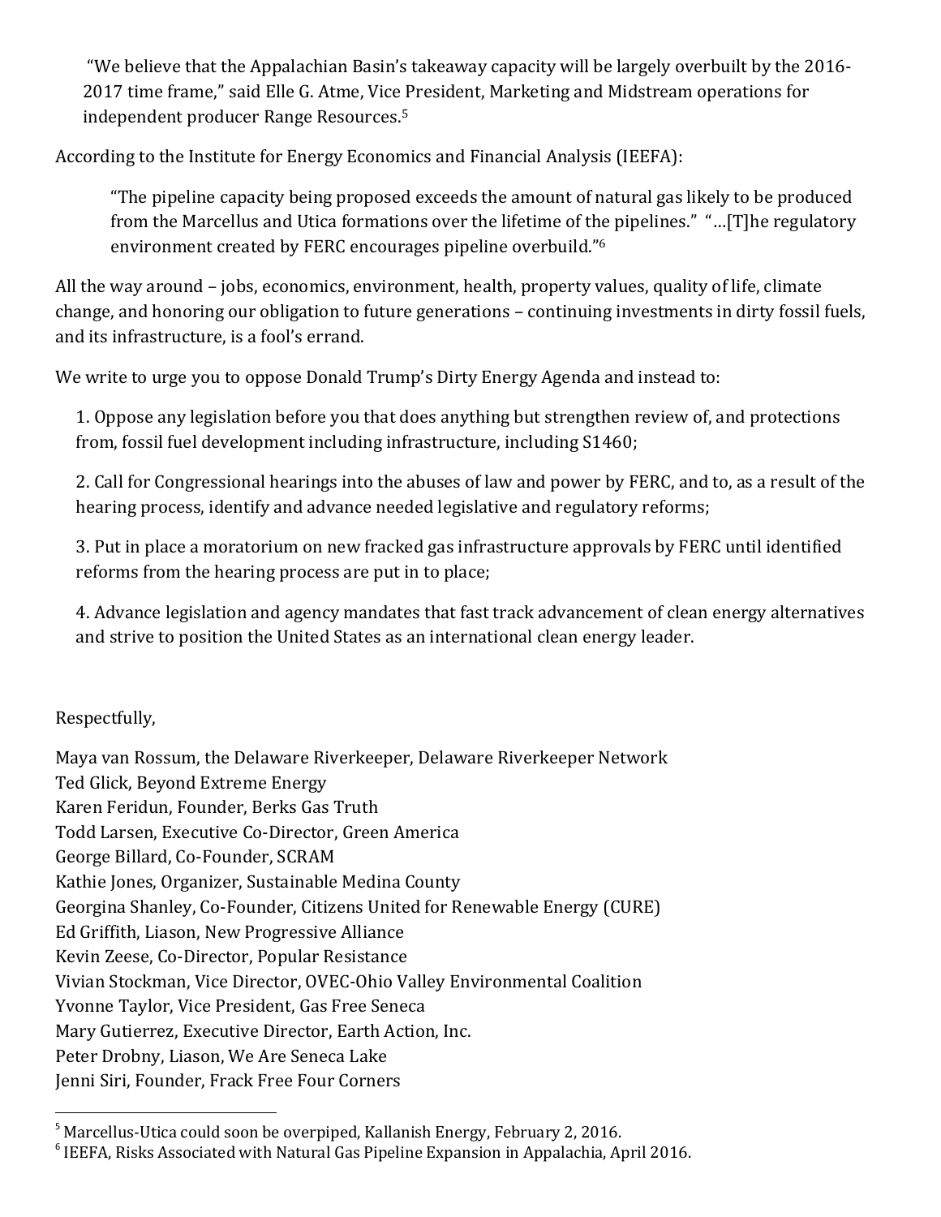"We believe that the Appalachian Basin's takeaway capacity will be largely overbuilt by the 2016-2017 time frame," said Elle G. Atme, Vice President, Marketing and Midstream operations for independent producer Range Resources.[5]

According to the Institute for Energy Economics and Financial Analysis (IEEFA):

> "The pipeline capacity being proposed exceeds the amount of natural gas likely to be produced from the Marcellus and Utica formations over the lifetime of the pipelines." "…[T]he regulatory environment created by FERC encourages pipeline overbuild."[6]

All the way around – jobs, economics, environment, health, property values, quality of life, climate change, and honoring our obligation to future generations – continuing investments in dirty fossil fuels, and its infrastructure, is a fool's errand.

We write to urge you to oppose Donald Trump's Dirty Energy Agenda and instead to:

1. Oppose any legislation before you that does anything but strengthen review of, and protections from, fossil fuel development including infrastructure, including S1460;

2. Call for Congressional hearings into the abuses of law and power by FERC, and to, as a result of the hearing process, identify and advance needed legislative and regulatory reforms;

3. Put in place a moratorium on new fracked gas infrastructure approvals by FERC until identified reforms from the hearing process are put in to place;

4. Advance legislation and agency mandates that fast track advancement of clean energy alternatives and strive to position the United States as an international clean energy leader.

Respectfully,

Maya van Rossum, the Delaware Riverkeeper, Delaware Riverkeeper Network
Ted Glick, Beyond Extreme Energy
Karen Feridun, Founder, Berks Gas Truth
Todd Larsen, Executive Co-Director, Green America
George Billard, Co-Founder, SCRAM
Kathie Jones, Organizer, Sustainable Medina County
Georgina Shanley, Co-Founder, Citizens United for Renewable Energy (CURE)
Ed Griffith, Liason, New Progressive Alliance
Kevin Zeese, Co-Director, Popular Resistance
Vivian Stockman, Vice Director, OVEC-Ohio Valley Environmental Coalition
Yvonne Taylor, Vice President, Gas Free Seneca
Mary Gutierrez, Executive Director, Earth Action, Inc.
Peter Drobny, Liason, We Are Seneca Lake
Jenni Siri, Founder, Frack Free Four Corners

---

[5] Marcellus-Utica could soon be overpiped, Kallanish Energy, February 2, 2016.
[6] IEEFA, Risks Associated with Natural Gas Pipeline Expansion in Appalachia, April 2016.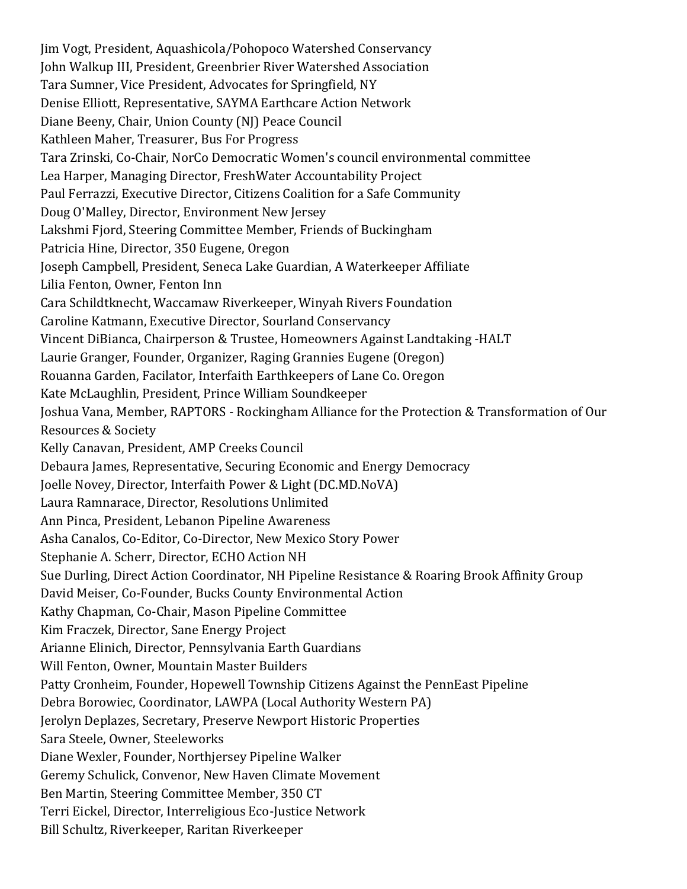Jim Vogt, President, Aquashicola/Pohopoco Watershed Conservancy
John Walkup III, President, Greenbrier River Watershed Association
Tara Sumner, Vice President, Advocates for Springfield, NY
Denise Elliott, Representative, SAYMA Earthcare Action Network
Diane Beeny, Chair, Union County (NJ) Peace Council
Kathleen Maher, Treasurer, Bus For Progress
Tara Zrinski, Co-Chair, NorCo Democratic Women's council environmental committee
Lea Harper, Managing Director, FreshWater Accountability Project
Paul Ferrazzi, Executive Director, Citizens Coalition for a Safe Community
Doug O'Malley, Director, Environment New Jersey
Lakshmi Fjord, Steering Committee Member, Friends of Buckingham
Patricia Hine, Director, 350 Eugene, Oregon
Joseph Campbell, President, Seneca Lake Guardian, A Waterkeeper Affiliate
Lilia Fenton, Owner, Fenton Inn
Cara Schildtknecht, Waccamaw Riverkeeper, Winyah Rivers Foundation
Caroline Katmann, Executive Director, Sourland Conservancy
Vincent DiBianca, Chairperson & Trustee, Homeowners Against Landtaking -HALT
Laurie Granger, Founder, Organizer, Raging Grannies Eugene (Oregon)
Rouanna Garden, Facilator, Interfaith Earthkeepers of Lane Co. Oregon
Kate McLaughlin, President, Prince William Soundkeeper
Joshua Vana, Member, RAPTORS - Rockingham Alliance for the Protection & Transformation of Our Resources & Society
Kelly Canavan, President, AMP Creeks Council
Debaura James, Representative, Securing Economic and Energy Democracy
Joelle Novey, Director, Interfaith Power & Light (DC.MD.NoVA)
Laura Ramnarace, Director, Resolutions Unlimited
Ann Pinca, President, Lebanon Pipeline Awareness
Asha Canalos, Co-Editor, Co-Director, New Mexico Story Power
Stephanie A. Scherr, Director, ECHO Action NH
Sue Durling, Direct Action Coordinator, NH Pipeline Resistance & Roaring Brook Affinity Group
David Meiser, Co-Founder, Bucks County Environmental Action
Kathy Chapman, Co-Chair, Mason Pipeline Committee
Kim Fraczek, Director, Sane Energy Project
Arianne Elinich, Director, Pennsylvania Earth Guardians
Will Fenton, Owner, Mountain Master Builders
Patty Cronheim, Founder, Hopewell Township Citizens Against the PennEast Pipeline
Debra Borowiec, Coordinator, LAWPA (Local Authority Western PA)
Jerolyn Deplazes, Secretary, Preserve Newport Historic Properties
Sara Steele, Owner, Steeleworks
Diane Wexler, Founder, Northjersey Pipeline Walker
Geremy Schulick, Convenor, New Haven Climate Movement
Ben Martin, Steering Committee Member, 350 CT
Terri Eickel, Director, Interreligious Eco-Justice Network
Bill Schultz, Riverkeeper, Raritan Riverkeeper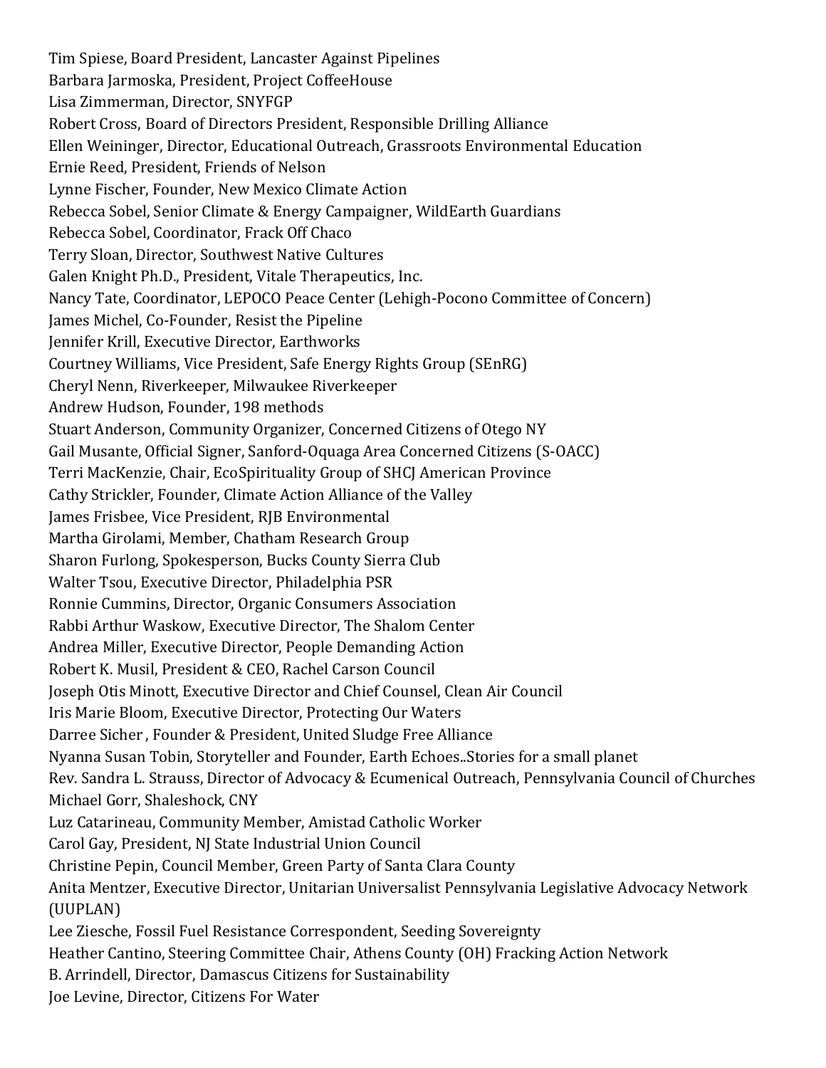Tim Spiese, Board President, Lancaster Against Pipelines
Barbara Jarmoska, President, Project CoffeeHouse
Lisa Zimmerman, Director, SNYFGP
Robert Cross, Board of Directors President, Responsible Drilling Alliance
Ellen Weininger, Director, Educational Outreach, Grassroots Environmental Education
Ernie Reed, President, Friends of Nelson
Lynne Fischer, Founder, New Mexico Climate Action
Rebecca Sobel, Senior Climate & Energy Campaigner, WildEarth Guardians
Rebecca Sobel, Coordinator, Frack Off Chaco
Terry Sloan, Director, Southwest Native Cultures
Galen Knight Ph.D., President, Vitale Therapeutics, Inc.
Nancy Tate, Coordinator, LEPOCO Peace Center (Lehigh-Pocono Committee of Concern)
James Michel, Co-Founder, Resist the Pipeline
Jennifer Krill, Executive Director, Earthworks
Courtney Williams, Vice President, Safe Energy Rights Group (SEnRG)
Cheryl Nenn, Riverkeeper, Milwaukee Riverkeeper
Andrew Hudson, Founder, 198 methods
Stuart Anderson, Community Organizer, Concerned Citizens of Otego NY
Gail Musante, Official Signer, Sanford-Oquaga Area Concerned Citizens (S-OACC)
Terri MacKenzie, Chair, EcoSpirituality Group of SHCJ American Province
Cathy Strickler, Founder, Climate Action Alliance of the Valley
James Frisbee, Vice President, RJB Environmental
Martha Girolami, Member, Chatham Research Group
Sharon Furlong, Spokesperson, Bucks County Sierra Club
Walter Tsou, Executive Director, Philadelphia PSR
Ronnie Cummins, Director, Organic Consumers Association
Rabbi Arthur Waskow, Executive Director, The Shalom Center
Andrea Miller, Executive Director, People Demanding Action
Robert K. Musil, President & CEO, Rachel Carson Council
Joseph Otis Minott, Executive Director and Chief Counsel, Clean Air Council
Iris Marie Bloom, Executive Director, Protecting Our Waters
Darree Sicher , Founder & President, United Sludge Free Alliance
Nyanna Susan Tobin, Storyteller and Founder, Earth Echoes..Stories for a small planet
Rev. Sandra L. Strauss, Director of Advocacy & Ecumenical Outreach, Pennsylvania Council of Churches
Michael Gorr, Shaleshock, CNY
Luz Catarineau, Community Member, Amistad Catholic Worker
Carol Gay, President, NJ State Industrial Union Council
Christine Pepin, Council Member, Green Party of Santa Clara County
Anita Mentzer, Executive Director, Unitarian Universalist Pennsylvania Legislative Advocacy Network (UUPLAN)
Lee Ziesche, Fossil Fuel Resistance Correspondent, Seeding Sovereignty
Heather Cantino, Steering Committee Chair, Athens County (OH) Fracking Action Network
B. Arrindell, Director, Damascus Citizens for Sustainability
Joe Levine, Director, Citizens For Water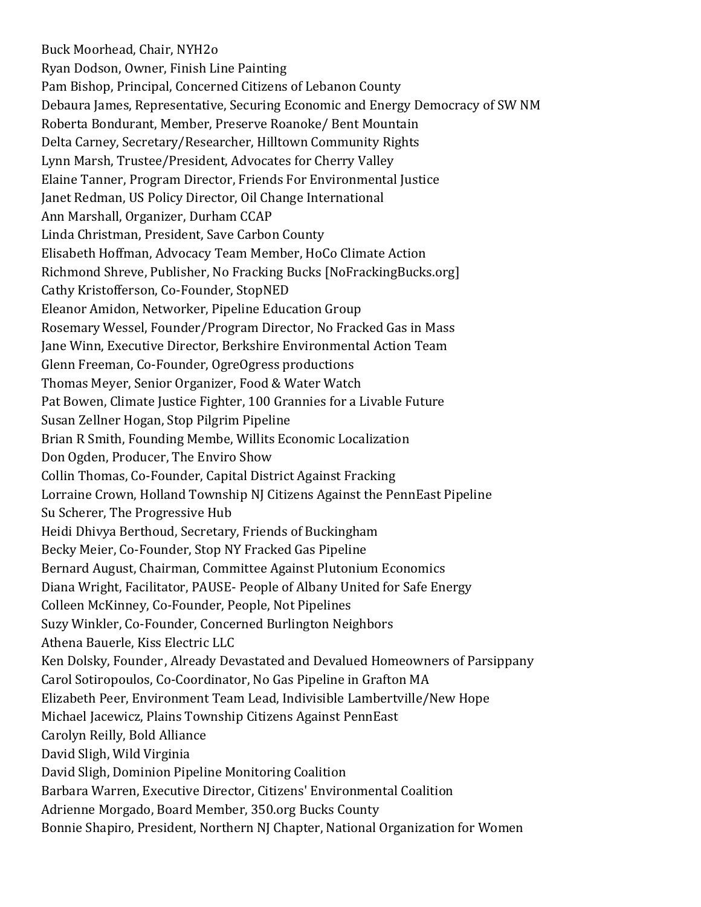Buck Moorhead, Chair, NYH2o
Ryan Dodson, Owner, Finish Line Painting
Pam Bishop, Principal, Concerned Citizens of Lebanon County
Debaura James, Representative, Securing Economic and Energy Democracy of SW NM
Roberta Bondurant, Member, Preserve Roanoke/ Bent Mountain
Delta Carney, Secretary/Researcher, Hilltown Community Rights
Lynn Marsh, Trustee/President, Advocates for Cherry Valley
Elaine Tanner, Program Director, Friends For Environmental Justice
Janet Redman, US Policy Director, Oil Change International
Ann Marshall, Organizer, Durham CCAP
Linda Christman, President, Save Carbon County
Elisabeth Hoffman, Advocacy Team Member, HoCo Climate Action
Richmond Shreve, Publisher, No Fracking Bucks [NoFrackingBucks.org]
Cathy Kristofferson, Co-Founder, StopNED
Eleanor Amidon, Networker, Pipeline Education Group
Rosemary Wessel, Founder/Program Director, No Fracked Gas in Mass
Jane Winn, Executive Director, Berkshire Environmental Action Team
Glenn Freeman, Co-Founder, OgreOgress productions
Thomas Meyer, Senior Organizer, Food & Water Watch
Pat Bowen, Climate Justice Fighter, 100 Grannies for a Livable Future
Susan Zellner Hogan, Stop Pilgrim Pipeline
Brian R Smith, Founding Membe, Willits Economic Localization
Don Ogden, Producer, The Enviro Show
Collin Thomas, Co-Founder, Capital District Against Fracking
Lorraine Crown, Holland Township NJ Citizens Against the PennEast Pipeline
Su Scherer, The Progressive Hub
Heidi Dhivya Berthoud, Secretary, Friends of Buckingham
Becky Meier, Co-Founder, Stop NY Fracked Gas Pipeline
Bernard August, Chairman, Committee Against Plutonium Economics
Diana Wright, Facilitator, PAUSE- People of Albany United for Safe Energy
Colleen McKinney, Co-Founder, People, Not Pipelines
Suzy Winkler, Co-Founder, Concerned Burlington Neighbors
Athena Bauerle, Kiss Electric LLC
Ken Dolsky, Founder, Already Devastated and Devalued Homeowners of Parsippany
Carol Sotiropoulos, Co-Coordinator, No Gas Pipeline in Grafton MA
Elizabeth Peer, Environment Team Lead, Indivisible Lambertville/New Hope
Michael Jacewicz, Plains Township Citizens Against PennEast
Carolyn Reilly, Bold Alliance
David Sligh, Wild Virginia
David Sligh, Dominion Pipeline Monitoring Coalition
Barbara Warren, Executive Director, Citizens' Environmental Coalition
Adrienne Morgado, Board Member, 350.org Bucks County
Bonnie Shapiro, President, Northern NJ Chapter, National Organization for Women